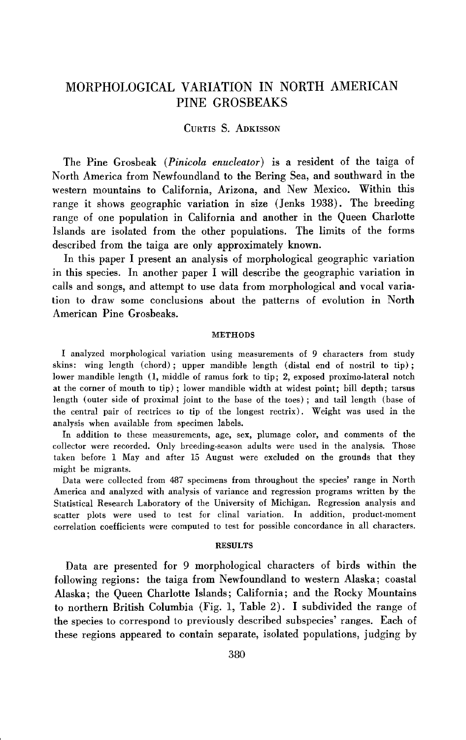# MORPHOLOGICAL VARIATION IN NORTH AMERICAN PINE GROSBEAKS

CURTIS S. ADKISSON

The Pine Grosbeak (*Pinicola enucleator*) is a resident of the taiga of North America from Newfoundland to the Bering Sea, and southward in the western mountains to California, Arizona, and New Mexico. Within this range it shows geographic variation in size (Jenks 1938). The breeding range of one population in California and another in the Queen Charlotte Islands are isolated from the other populations. The limits of the forms described from the taiga are only approximately known.

In this paper I present an analysis of morphological geographic variation in this species. In another paper I will describe the geographic variation in calls and songs, and attempt to use data from morphological and vocal variation to draw some conclusions about the patterns of evolution in North American Pine Grosbeaks.

## METHODS

I analyzed morphological variation using measurements of 9 characters from study skins: wing length (chord); upper mandible length (distal end of nostril to tip); lower mandible length (1, middle of ramus fork to tip; 2, exposed proximo-lateral notch at the corner of mouth to tip); lower mandible width at widest point; bill depth; tarsus length (outer side of proximal joint to the base of the toes); and tail length (base of the central pair of rectrices to tip of the longest rectrix). Weight was used in the analysis when available from specimen labels.

In addition to these measurements, age, sex, plumage color, and comments of the collector were recorded. Only breeding-season adults were used in the analysis. Those taken before 1 May and after 15 August were excluded on the grounds that they might be migrants.

Data were collected from 487 specimens from throughout the species' range in North America and analyzed with analysis of variance and regression programs written by the Statistical Research Laboratory of the University of Michigan. Regression analysis and scatter plots were used to test for clinal variation. In addition, product-moment correlation coefficients were computed to test for possible concordance in all characters.

## RESULTS

Data are presented for 9 morphological characters of birds within the following regions: the taiga from Newfoundland to western Alaska; coastal Alaska; the Queen Charlotte Islands; California; and the Rocky Mountains to northern British Columbia (Fig. 1, Table 2). I subdivided the range of the species to correspond to previously described subspecies' ranges. Each of these regions appeared to contain separate, isolated populations, judging by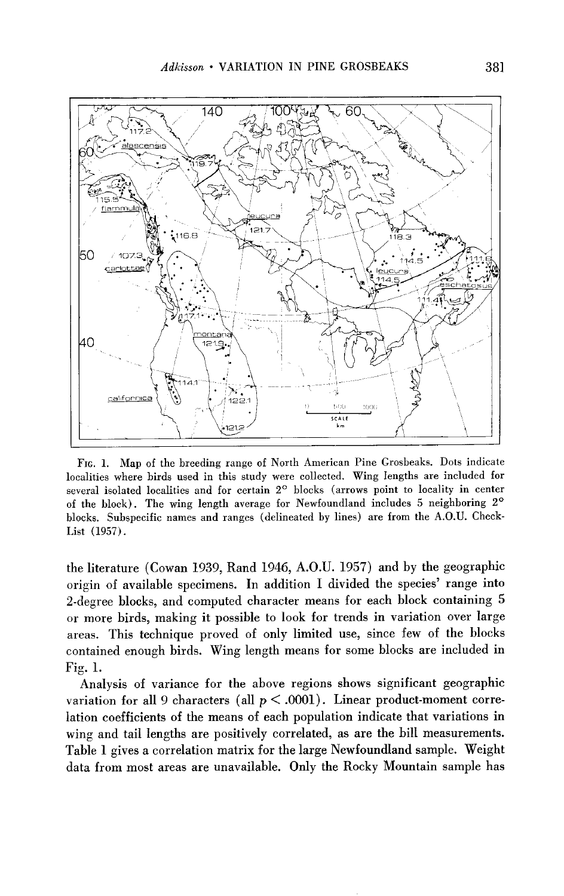FIG. 1. Map of the breeding range of North American Pine Grosbeaks. Dots indicate localities where birds used in this study were collected. Wing lengths are included for several isolated localities and for certain 2° blocks (arrows point to locality in center of the block). The wing length average for Newfoundland includes 5 neighboring 2° blocks. Subspecific names and ranges (delineated by lines) are from the A.O.U. Check-List (1957).

the literature (Cowan 1939, Rand 1946, A.O.U. 1957) and by the geographic origin of available specimens. In addition I divided the species' range into 2-degree blocks, and computed character means for each block containing 5 or more birds, making it possible to look for trends in variation over large areas. This technique proved of only limited use, since few of the blocks contained enough birds. Wing length means for some blocks are included in Fig. 1.

Analysis of variance for the above regions shows significant geographic variation for all 9 characters (all $p < .0001$). Linear product-moment correlation coefficients of the means of each population indicate that variations in wing and tail lengths are positively correlated, as are the bill measurements. Table 1 gives a correlation matrix for the large Newfoundland sample. Weight data from most areas are unavailable. Only the Rocky Mountain sample has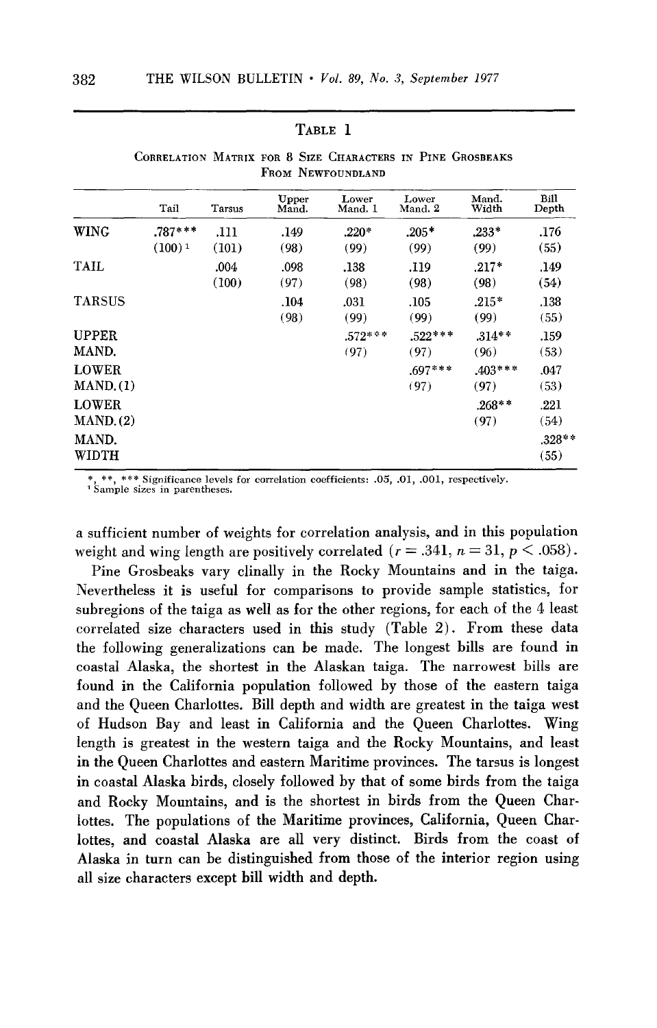TABLE 1

CORRELATION MATRIX FOR 8 SIZE CHARACTERS IN PINE GROSBEAKS FROM NEWFOUNDLAND

| | Tail | Tarsus | Upper Mand. | Lower Mand. 1 | Lower Mand. 2 | Mand. Width | Bill Depth |
|---|---|---|---|---|---|---|---|
| WING | .787*** | .111 | .149 | .220* | .205* | .233* | .176 |
| | (100)[1] | (101) | (98) | (99) | (99) | (99) | (55) |
| TAIL | | .004 | .098 | .138 | .119 | .217* | .149 |
| | | (100) | (97) | (98) | (98) | (98) | (54) |
| TARSUS | | | .104 | .031 | .105 | .215* | .138 |
| | | | (98) | (99) | (99) | (99) | (55) |
| UPPER MAND. | | | | .572*** | .522*** | .314** | .159 |
| | | | | (97) | (97) | (96) | (53) |
| LOWER MAND. (1) | | | | | .697*** | .403*** | .047 |
| | | | | | (97) | (97) | (53) |
| LOWER MAND. (2) | | | | | | .268** | .221 |
| | | | | | | (97) | (54) |
| MAND. WIDTH | | | | | | | .328** |
| | | | | | | | (55) |

*, **, *** Significance levels for correlation coefficients: .05, .01, .001, respectively.
[1] Sample sizes in parentheses.

a sufficient number of weights for correlation analysis, and in this population weight and wing length are positively correlated ($r = .341$, $n = 31$, $p < .058$).

Pine Grosbeaks vary clinally in the Rocky Mountains and in the taiga. Nevertheless it is useful for comparisons to provide sample statistics, for subregions of the taiga as well as for the other regions, for each of the 4 least correlated size characters used in this study (Table 2). From these data the following generalizations can be made. The longest bills are found in coastal Alaska, the shortest in the Alaskan taiga. The narrowest bills are found in the California population followed by those of the eastern taiga and the Queen Charlottes. Bill depth and width are greatest in the taiga west of Hudson Bay and least in California and the Queen Charlottes. Wing length is greatest in the western taiga and the Rocky Mountains, and least in the Queen Charlottes and eastern Maritime provinces. The tarsus is longest in coastal Alaska birds, closely followed by that of some birds from the taiga and Rocky Mountains, and is the shortest in birds from the Queen Charlottes. The populations of the Maritime provinces, California, Queen Charlottes, and coastal Alaska are all very distinct. Birds from the coast of Alaska in turn can be distinguished from those of the interior region using all size characters except bill width and depth.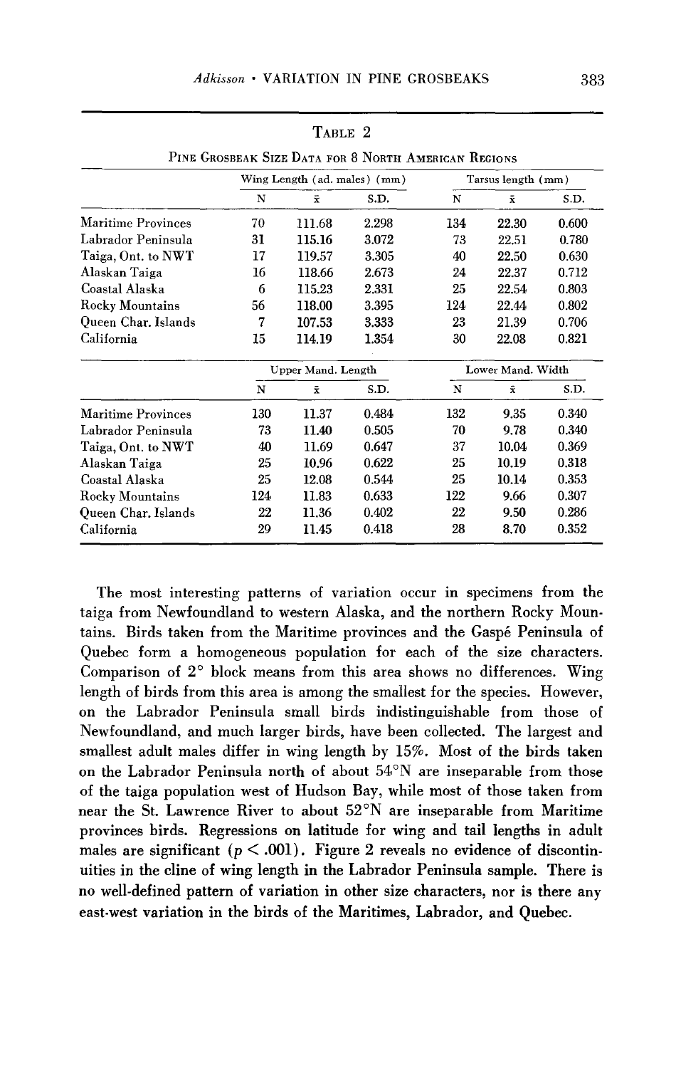TABLE 2

PINE GROSBEAK SIZE DATA FOR 8 NORTH AMERICAN REGIONS

| | Wing Length (ad. males) (mm) | | | Tarsus length (mm) | | |
|---|---|---|---|---|---|---|
| | N | x̄ | S.D. | N | x̄ | S.D. |
| Maritime Provinces | 70 | 111.68 | 2.298 | 134 | 22.30 | 0.600 |
| Labrador Peninsula | 31 | 115.16 | 3.072 | 73 | 22.51 | 0.780 |
| Taiga, Ont. to NWT | 17 | 119.57 | 3.305 | 40 | 22.50 | 0.630 |
| Alaskan Taiga | 16 | 118.66 | 2.673 | 24 | 22.37 | 0.712 |
| Coastal Alaska | 6 | 115.23 | 2.331 | 25 | 22.54 | 0.803 |
| Rocky Mountains | 56 | 118.00 | 3.395 | 124 | 22.44 | 0.802 |
| Queen Char. Islands | 7 | 107.53 | 3.333 | 23 | 21.39 | 0.706 |
| California | 15 | 114.19 | 1.354 | 30 | 22.08 | 0.821 |

| | Upper Mand. Length | | | Lower Mand. Width | | |
|---|---|---|---|---|---|---|
| | N | x̄ | S.D. | N | x̄ | S.D. |
| Maritime Provinces | 130 | 11.37 | 0.484 | 132 | 9.35 | 0.340 |
| Labrador Peninsula | 73 | 11.40 | 0.505 | 70 | 9.78 | 0.340 |
| Taiga, Ont. to NWT | 40 | 11.69 | 0.647 | 37 | 10.04 | 0.369 |
| Alaskan Taiga | 25 | 10.96 | 0.622 | 25 | 10.19 | 0.318 |
| Coastal Alaska | 25 | 12.08 | 0.544 | 25 | 10.14 | 0.353 |
| Rocky Mountains | 124 | 11.83 | 0.633 | 122 | 9.66 | 0.307 |
| Queen Char. Islands | 22 | 11.36 | 0.402 | 22 | 9.50 | 0.286 |
| California | 29 | 11.45 | 0.418 | 28 | 8.70 | 0.352 |

The most interesting patterns of variation occur in specimens from the taiga from Newfoundland to western Alaska, and the northern Rocky Mountains. Birds taken from the Maritime provinces and the Gaspé Peninsula of Quebec form a homogeneous population for each of the size characters. Comparison of 2° block means from this area shows no differences. Wing length of birds from this area is among the smallest for the species. However, on the Labrador Peninsula small birds indistinguishable from those of Newfoundland, and much larger birds, have been collected. The largest and smallest adult males differ in wing length by 15%. Most of the birds taken on the Labrador Peninsula north of about 54°N are inseparable from those of the taiga population west of Hudson Bay, while most of those taken from near the St. Lawrence River to about 52°N are inseparable from Maritime provinces birds. Regressions on latitude for wing and tail lengths in adult males are significant ($p < .001$). Figure 2 reveals no evidence of discontinuities in the cline of wing length in the Labrador Peninsula sample. There is no well-defined pattern of variation in other size characters, nor is there any east-west variation in the birds of the Maritimes, Labrador, and Quebec.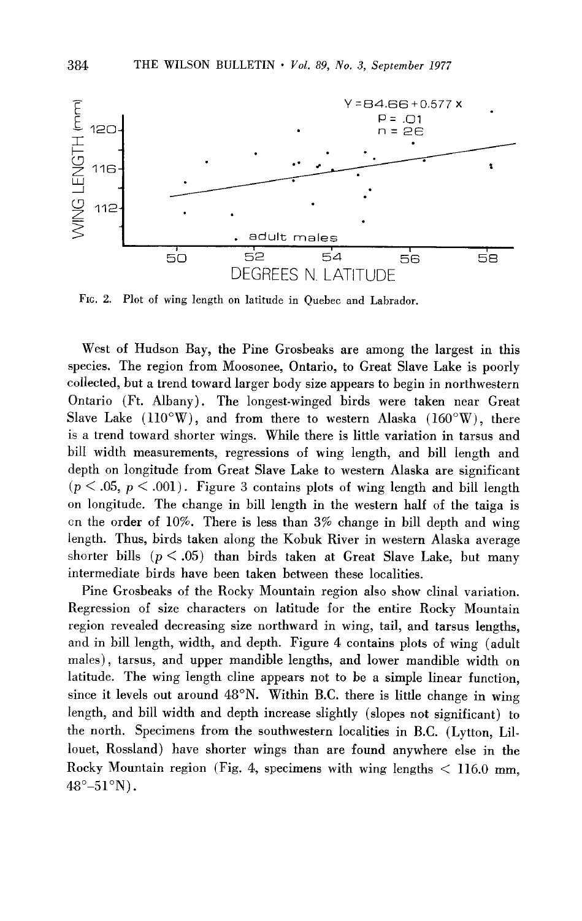Fig. 2. Plot of wing length on latitude in Quebec and Labrador.

West of Hudson Bay, the Pine Grosbeaks are among the largest in this species. The region from Moosonee, Ontario, to Great Slave Lake is poorly collected, but a trend toward larger body size appears to begin in northwestern Ontario (Ft. Albany). The longest-winged birds were taken near Great Slave Lake (110°W), and from there to western Alaska (160°W), there is a trend toward shorter wings. While there is little variation in tarsus and bill width measurements, regressions of wing length, and bill length and depth on longitude from Great Slave Lake to western Alaska are significant ($p < .05$, $p < .001$). Figure 3 contains plots of wing length and bill length on longitude. The change in bill length in the western half of the taiga is on the order of 10%. There is less than 3% change in bill depth and wing length. Thus, birds taken along the Kobuk River in western Alaska average shorter bills ($p < .05$) than birds taken at Great Slave Lake, but many intermediate birds have been taken between these localities.

Pine Grosbeaks of the Rocky Mountain region also show clinal variation. Regression of size characters on latitude for the entire Rocky Mountain region revealed decreasing size northward in wing, tail, and tarsus lengths, and in bill length, width, and depth. Figure 4 contains plots of wing (adult males), tarsus, and upper mandible lengths, and lower mandible width on latitude. The wing length cline appears not to be a simple linear function, since it levels out around 48°N. Within B.C. there is little change in wing length, and bill width and depth increase slightly (slopes not significant) to the north. Specimens from the southwestern localities in B.C. (Lytton, Lillouet, Rossland) have shorter wings than are found anywhere else in the Rocky Mountain region (Fig. 4, specimens with wing lengths < 116.0 mm, 48°–51°N).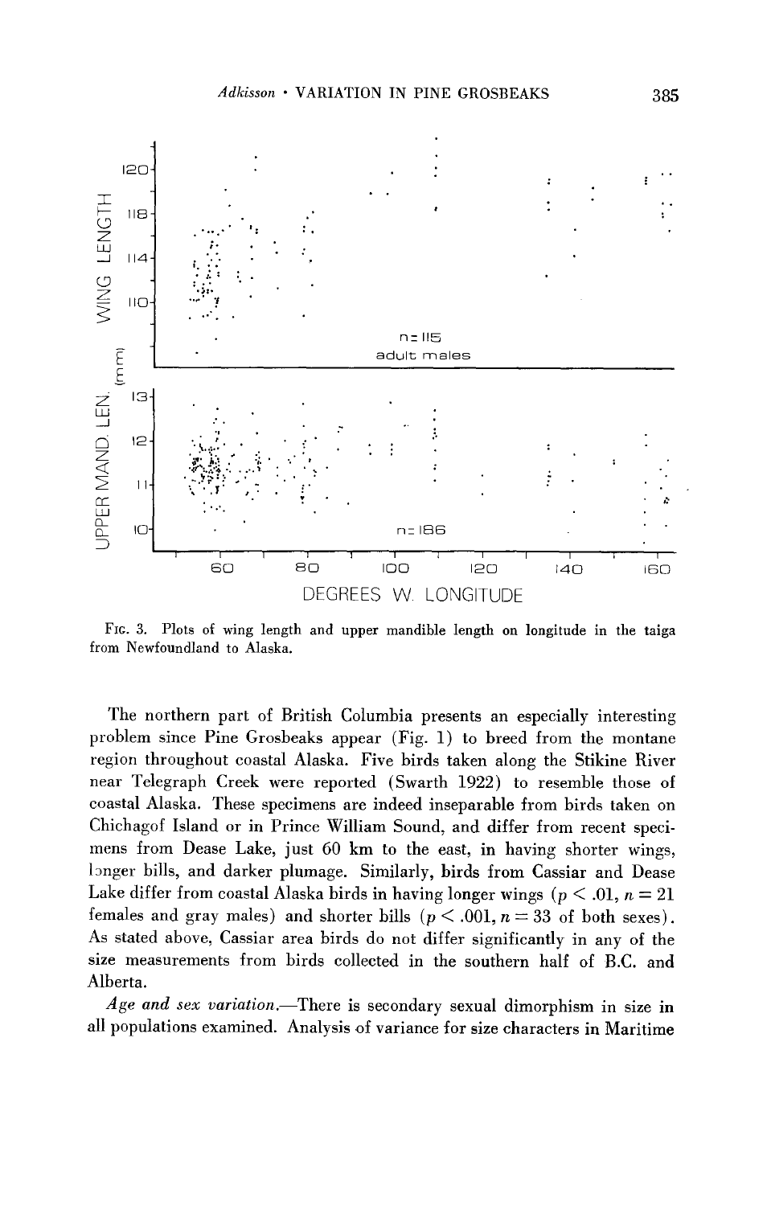FIG. 3. Plots of wing length and upper mandible length on longitude in the taiga from Newfoundland to Alaska.

The northern part of British Columbia presents an especially interesting problem since Pine Grosbeaks appear (Fig. 1) to breed from the montane region throughout coastal Alaska. Five birds taken along the Stikine River near Telegraph Creek were reported (Swarth 1922) to resemble those of coastal Alaska. These specimens are indeed inseparable from birds taken on Chichagof Island or in Prince William Sound, and differ from recent specimens from Dease Lake, just 60 km to the east, in having shorter wings, longer bills, and darker plumage. Similarly, birds from Cassiar and Dease Lake differ from coastal Alaska birds in having longer wings ($p < .01$, $n = 21$ females and gray males) and shorter bills ($p < .001$, $n = 33$ of both sexes). As stated above, Cassiar area birds do not differ significantly in any of the size measurements from birds collected in the southern half of B.C. and Alberta.

*Age and sex variation.*—There is secondary sexual dimorphism in size in all populations examined. Analysis of variance for size characters in Maritime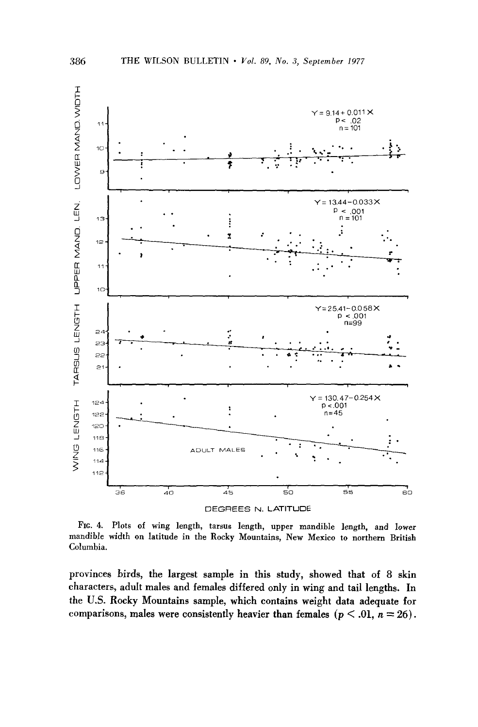FIG. 4. Plots of wing length, tarsus length, upper mandible length, and lower mandible width on latitude in the Rocky Mountains, New Mexico to northern British Columbia.

provinces birds, the largest sample in this study, showed that of 8 skin characters, adult males and females differed only in wing and tail lengths. In the U.S. Rocky Mountains sample, which contains weight data adequate for comparisons, males were consistently heavier than females ($p < .01$, $n = 26$).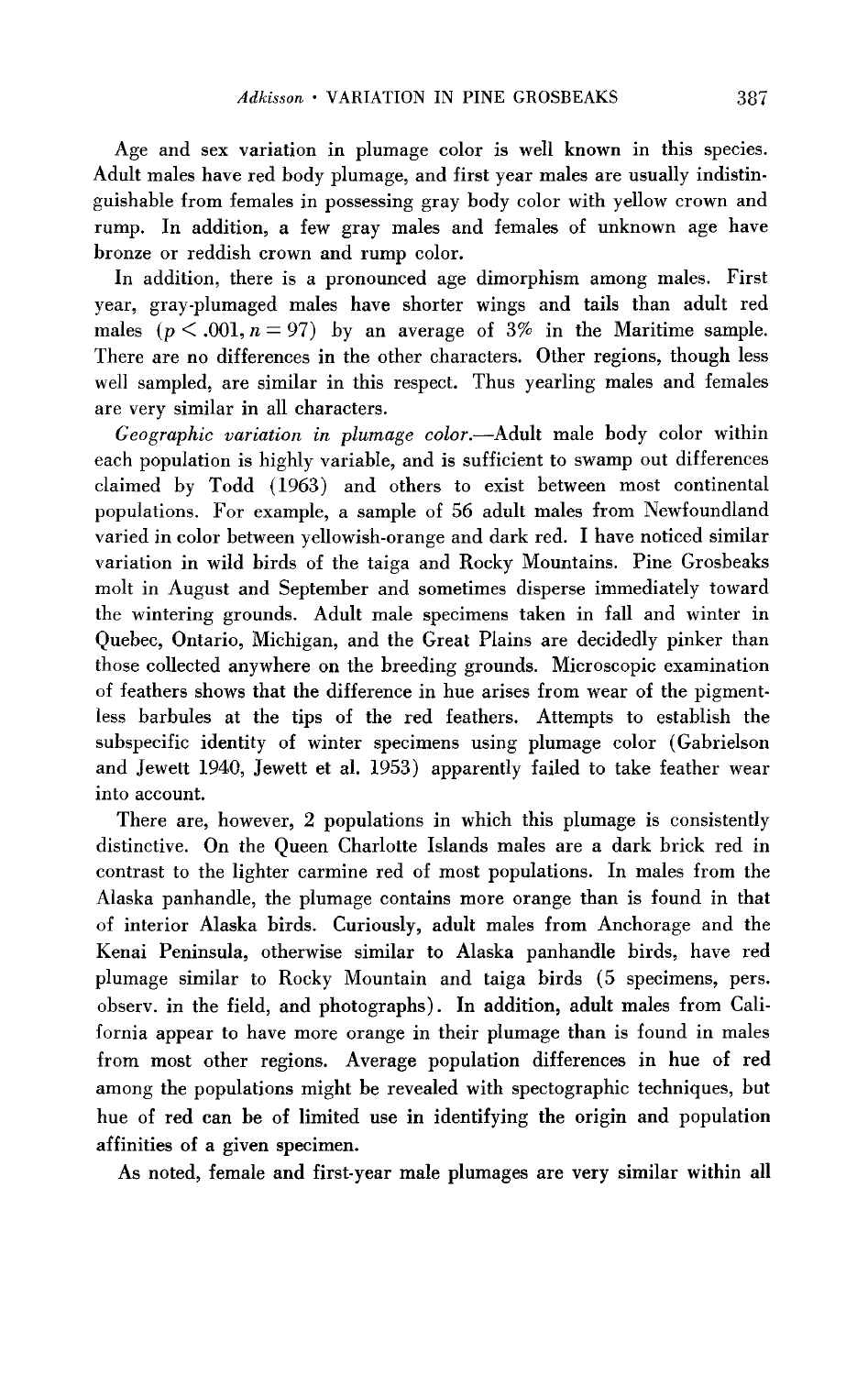Age and sex variation in plumage color is well known in this species. Adult males have red body plumage, and first year males are usually indistinguishable from females in possessing gray body color with yellow crown and rump. In addition, a few gray males and females of unknown age have bronze or reddish crown and rump color.

In addition, there is a pronounced age dimorphism among males. First year, gray-plumaged males have shorter wings and tails than adult red males ($p < .001, n = 97$) by an average of 3% in the Maritime sample. There are no differences in the other characters. Other regions, though less well sampled, are similar in this respect. Thus yearling males and females are very similar in all characters.

*Geographic variation in plumage color.*—Adult male body color within each population is highly variable, and is sufficient to swamp out differences claimed by Todd (1963) and others to exist between most continental populations. For example, a sample of 56 adult males from Newfoundland varied in color between yellowish-orange and dark red. I have noticed similar variation in wild birds of the taiga and Rocky Mountains. Pine Grosbeaks molt in August and September and sometimes disperse immediately toward the wintering grounds. Adult male specimens taken in fall and winter in Quebec, Ontario, Michigan, and the Great Plains are decidedly pinker than those collected anywhere on the breeding grounds. Microscopic examination of feathers shows that the difference in hue arises from wear of the pigmentless barbules at the tips of the red feathers. Attempts to establish the subspecific identity of winter specimens using plumage color (Gabrielson and Jewett 1940, Jewett et al. 1953) apparently failed to take feather wear into account.

There are, however, 2 populations in which this plumage is consistently distinctive. On the Queen Charlotte Islands males are a dark brick red in contrast to the lighter carmine red of most populations. In males from the Alaska panhandle, the plumage contains more orange than is found in that of interior Alaska birds. Curiously, adult males from Anchorage and the Kenai Peninsula, otherwise similar to Alaska panhandle birds, have red plumage similar to Rocky Mountain and taiga birds (5 specimens, pers. observ. in the field, and photographs). In addition, adult males from California appear to have more orange in their plumage than is found in males from most other regions. Average population differences in hue of red among the populations might be revealed with spectographic techniques, but hue of red can be of limited use in identifying the origin and population affinities of a given specimen.

As noted, female and first-year male plumages are very similar within all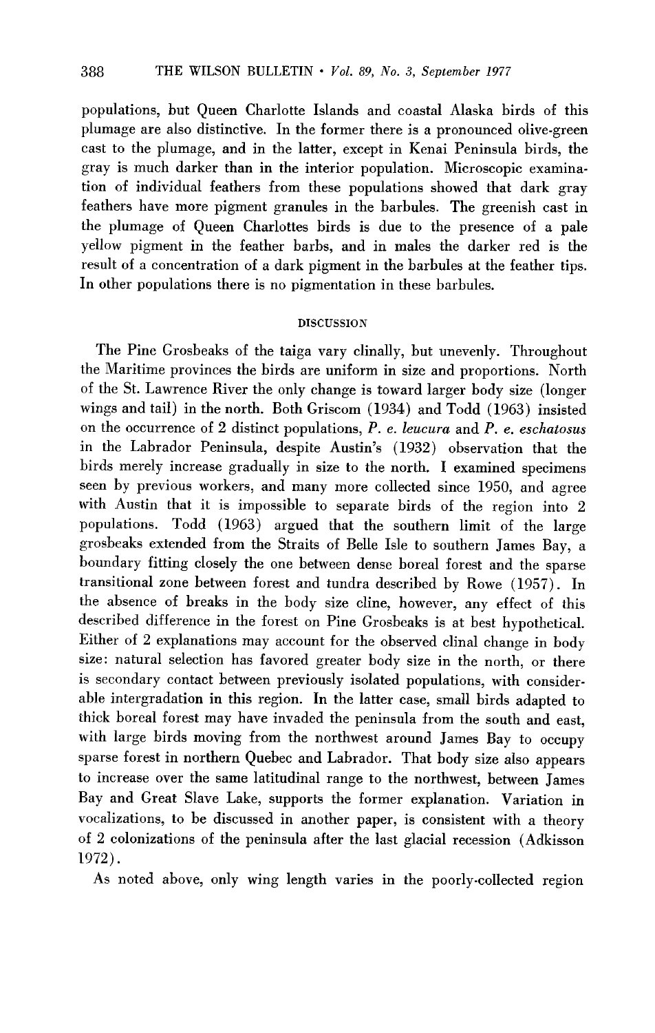populations, but Queen Charlotte Islands and coastal Alaska birds of this plumage are also distinctive. In the former there is a pronounced olive-green cast to the plumage, and in the latter, except in Kenai Peninsula birds, the gray is much darker than in the interior population. Microscopic examination of individual feathers from these populations showed that dark gray feathers have more pigment granules in the barbules. The greenish cast in the plumage of Queen Charlottes birds is due to the presence of a pale yellow pigment in the feather barbs, and in males the darker red is the result of a concentration of a dark pigment in the barbules at the feather tips. In other populations there is no pigmentation in these barbules.

## DISCUSSION

The Pine Grosbeaks of the taiga vary clinally, but unevenly. Throughout the Maritime provinces the birds are uniform in size and proportions. North of the St. Lawrence River the only change is toward larger body size (longer wings and tail) in the north. Both Griscom (1934) and Todd (1963) insisted on the occurrence of 2 distinct populations, *P. e. leucura* and *P. e. eschatosus* in the Labrador Peninsula, despite Austin's (1932) observation that the birds merely increase gradually in size to the north. I examined specimens seen by previous workers, and many more collected since 1950, and agree with Austin that it is impossible to separate birds of the region into 2 populations. Todd (1963) argued that the southern limit of the large grosbeaks extended from the Straits of Belle Isle to southern James Bay, a boundary fitting closely the one between dense boreal forest and the sparse transitional zone between forest and tundra described by Rowe (1957). In the absence of breaks in the body size cline, however, any effect of this described difference in the forest on Pine Grosbeaks is at best hypothetical. Either of 2 explanations may account for the observed clinal change in body size: natural selection has favored greater body size in the north, or there is secondary contact between previously isolated populations, with considerable intergradation in this region. In the latter case, small birds adapted to thick boreal forest may have invaded the peninsula from the south and east, with large birds moving from the northwest around James Bay to occupy sparse forest in northern Quebec and Labrador. That body size also appears to increase over the same latitudinal range to the northwest, between James Bay and Great Slave Lake, supports the former explanation. Variation in vocalizations, to be discussed in another paper, is consistent with a theory of 2 colonizations of the peninsula after the last glacial recession (Adkisson 1972).

As noted above, only wing length varies in the poorly-collected region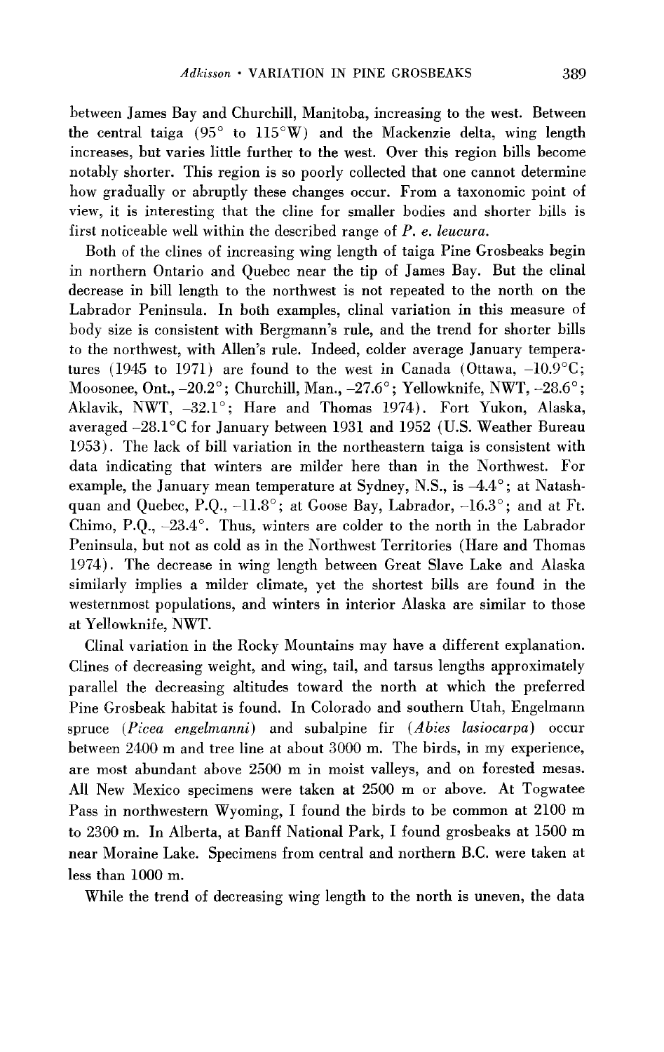between James Bay and Churchill, Manitoba, increasing to the west. Between the central taiga (95° to 115°W) and the Mackenzie delta, wing length increases, but varies little further to the west. Over this region bills become notably shorter. This region is so poorly collected that one cannot determine how gradually or abruptly these changes occur. From a taxonomic point of view, it is interesting that the cline for smaller bodies and shorter bills is first noticeable well within the described range of *P. e. leucura*.

Both of the clines of increasing wing length of taiga Pine Grosbeaks begin in northern Ontario and Quebec near the tip of James Bay. But the clinal decrease in bill length to the northwest is not repeated to the north on the Labrador Peninsula. In both examples, clinal variation in this measure of body size is consistent with Bergmann's rule, and the trend for shorter bills to the northwest, with Allen's rule. Indeed, colder average January temperatures (1945 to 1971) are found to the west in Canada (Ottawa, −10.9°C; Moosonee, Ont., −20.2°; Churchill, Man., −27.6°; Yellowknife, NWT, −28.6°; Aklavik, NWT, −32.1°; Hare and Thomas 1974). Fort Yukon, Alaska, averaged −28.1°C for January between 1931 and 1952 (U.S. Weather Bureau 1953). The lack of bill variation in the northeastern taiga is consistent with data indicating that winters are milder here than in the Northwest. For example, the January mean temperature at Sydney, N.S., is −4.4°; at Natashquan and Quebec, P.Q., −11.8°; at Goose Bay, Labrador, −16.3°; and at Ft. Chimo, P.Q., −23.4°. Thus, winters are colder to the north in the Labrador Peninsula, but not as cold as in the Northwest Territories (Hare and Thomas 1974). The decrease in wing length between Great Slave Lake and Alaska similarly implies a milder climate, yet the shortest bills are found in the westernmost populations, and winters in interior Alaska are similar to those at Yellowknife, NWT.

Clinal variation in the Rocky Mountains may have a different explanation. Clines of decreasing weight, and wing, tail, and tarsus lengths approximately parallel the decreasing altitudes toward the north at which the preferred Pine Grosbeak habitat is found. In Colorado and southern Utah, Engelmann spruce (*Picea engelmanni*) and subalpine fir (*Abies lasiocarpa*) occur between 2400 m and tree line at about 3000 m. The birds, in my experience, are most abundant above 2500 m in moist valleys, and on forested mesas. All New Mexico specimens were taken at 2500 m or above. At Togwatee Pass in northwestern Wyoming, I found the birds to be common at 2100 m to 2300 m. In Alberta, at Banff National Park, I found grosbeaks at 1500 m near Moraine Lake. Specimens from central and northern B.C. were taken at less than 1000 m.

While the trend of decreasing wing length to the north is uneven, the data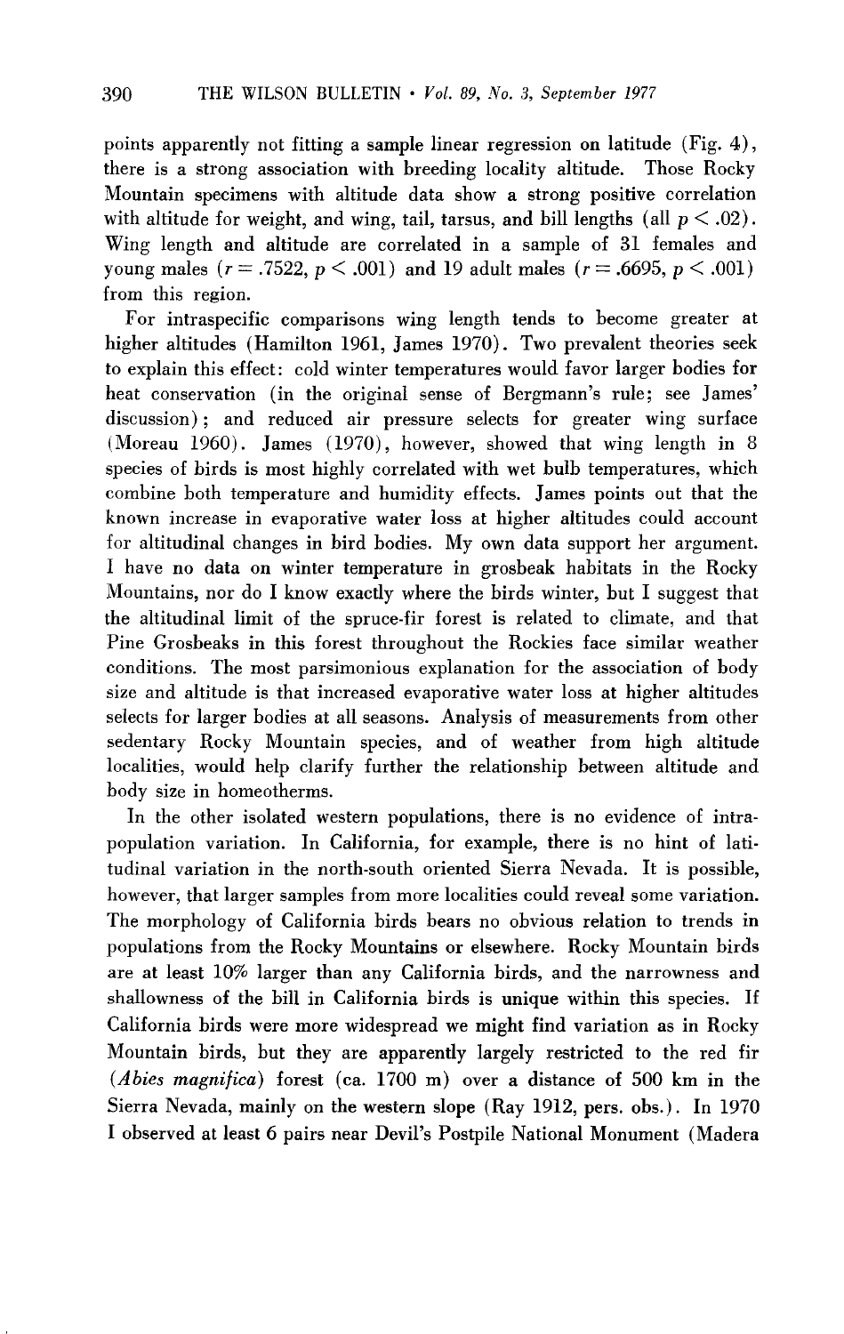points apparently not fitting a sample linear regression on latitude (Fig. 4), there is a strong association with breeding locality altitude. Those Rocky Mountain specimens with altitude data show a strong positive correlation with altitude for weight, and wing, tail, tarsus, and bill lengths (all $p < .02$). Wing length and altitude are correlated in a sample of 31 females and young males ($r = .7522$, $p < .001$) and 19 adult males ($r = .6695$, $p < .001$) from this region.

For intraspecific comparisons wing length tends to become greater at higher altitudes (Hamilton 1961, James 1970). Two prevalent theories seek to explain this effect: cold winter temperatures would favor larger bodies for heat conservation (in the original sense of Bergmann's rule; see James' discussion); and reduced air pressure selects for greater wing surface (Moreau 1960). James (1970), however, showed that wing length in 8 species of birds is most highly correlated with wet bulb temperatures, which combine both temperature and humidity effects. James points out that the known increase in evaporative water loss at higher altitudes could account for altitudinal changes in bird bodies. My own data support her argument. I have no data on winter temperature in grosbeak habitats in the Rocky Mountains, nor do I know exactly where the birds winter, but I suggest that the altitudinal limit of the spruce-fir forest is related to climate, and that Pine Grosbeaks in this forest throughout the Rockies face similar weather conditions. The most parsimonious explanation for the association of body size and altitude is that increased evaporative water loss at higher altitudes selects for larger bodies at all seasons. Analysis of measurements from other sedentary Rocky Mountain species, and of weather from high altitude localities, would help clarify further the relationship between altitude and body size in homeotherms.

In the other isolated western populations, there is no evidence of intrapopulation variation. In California, for example, there is no hint of latitudinal variation in the north-south oriented Sierra Nevada. It is possible, however, that larger samples from more localities could reveal some variation. The morphology of California birds bears no obvious relation to trends in populations from the Rocky Mountains or elsewhere. Rocky Mountain birds are at least 10% larger than any California birds, and the narrowness and shallowness of the bill in California birds is unique within this species. If California birds were more widespread we might find variation as in Rocky Mountain birds, but they are apparently largely restricted to the red fir (*Abies magnifica*) forest (ca. 1700 m) over a distance of 500 km in the Sierra Nevada, mainly on the western slope (Ray 1912, pers. obs.). In 1970 I observed at least 6 pairs near Devil's Postpile National Monument (Madera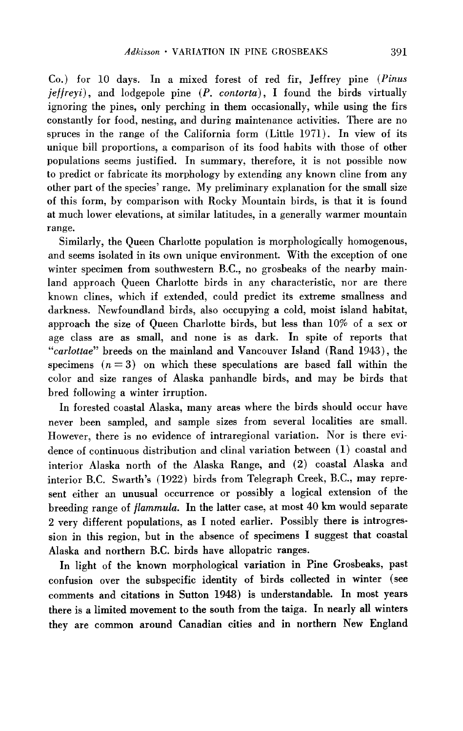Co.) for 10 days. In a mixed forest of red fir, Jeffrey pine (*Pinus jeffreyi*), and lodgepole pine (*P. contorta*), I found the birds virtually ignoring the pines, only perching in them occasionally, while using the firs constantly for food, nesting, and during maintenance activities. There are no spruces in the range of the California form (Little 1971). In view of its unique bill proportions, a comparison of its food habits with those of other populations seems justified. In summary, therefore, it is not possible now to predict or fabricate its morphology by extending any known cline from any other part of the species' range. My preliminary explanation for the small size of this form, by comparison with Rocky Mountain birds, is that it is found at much lower elevations, at similar latitudes, in a generally warmer mountain range.

Similarly, the Queen Charlotte population is morphologically homogenous, and seems isolated in its own unique environment. With the exception of one winter specimen from southwestern B.C., no grosbeaks of the nearby mainland approach Queen Charlotte birds in any characteristic, nor are there known clines, which if extended, could predict its extreme smallness and darkness. Newfoundland birds, also occupying a cold, moist island habitat, approach the size of Queen Charlotte birds, but less than 10% of a sex or age class are as small, and none is as dark. In spite of reports that "*carlottae*" breeds on the mainland and Vancouver Island (Rand 1943), the specimens ($n = 3$) on which these speculations are based fall within the color and size ranges of Alaska panhandle birds, and may be birds that bred following a winter irruption.

In forested coastal Alaska, many areas where the birds should occur have never been sampled, and sample sizes from several localities are small. However, there is no evidence of intraregional variation. Nor is there evidence of continuous distribution and clinal variation between (1) coastal and interior Alaska north of the Alaska Range, and (2) coastal Alaska and interior B.C. Swarth's (1922) birds from Telegraph Creek, B.C., may represent either an unusual occurrence or possibly a logical extension of the breeding range of *flammula*. In the latter case, at most 40 km would separate 2 very different populations, as I noted earlier. Possibly there is introgression in this region, but in the absence of specimens I suggest that coastal Alaska and northern B.C. birds have allopatric ranges.

In light of the known morphological variation in Pine Grosbeaks, past confusion over the subspecific identity of birds collected in winter (see comments and citations in Sutton 1948) is understandable. In most years there is a limited movement to the south from the taiga. In nearly all winters they are common around Canadian cities and in northern New England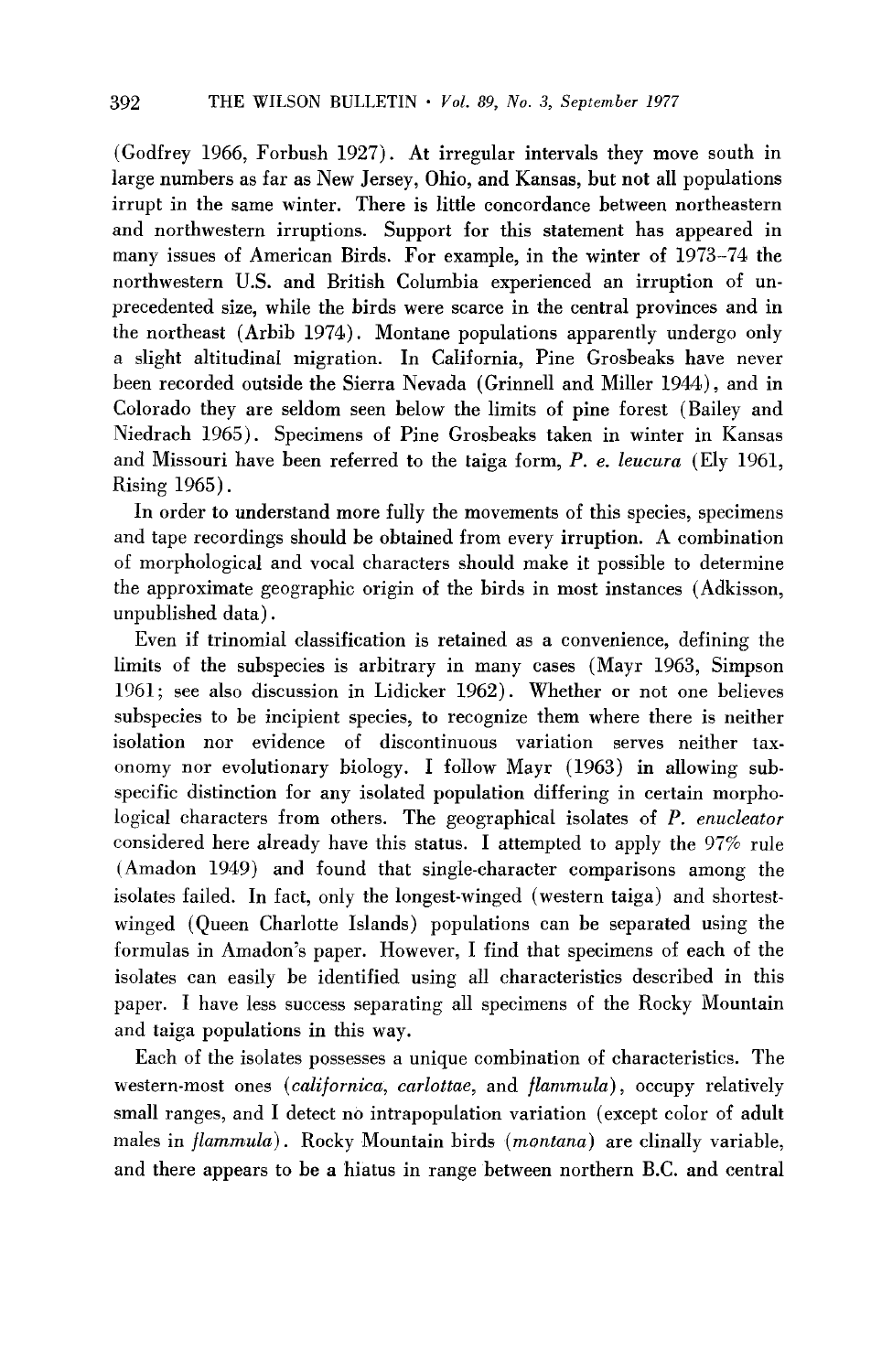(Godfrey 1966, Forbush 1927). At irregular intervals they move south in large numbers as far as New Jersey, Ohio, and Kansas, but not all populations irrupt in the same winter. There is little concordance between northeastern and northwestern irruptions. Support for this statement has appeared in many issues of American Birds. For example, in the winter of 1973–74 the northwestern U.S. and British Columbia experienced an irruption of unprecedented size, while the birds were scarce in the central provinces and in the northeast (Arbib 1974). Montane populations apparently undergo only a slight altitudinal migration. In California, Pine Grosbeaks have never been recorded outside the Sierra Nevada (Grinnell and Miller 1944), and in Colorado they are seldom seen below the limits of pine forest (Bailey and Niedrach 1965). Specimens of Pine Grosbeaks taken in winter in Kansas and Missouri have been referred to the taiga form, *P. e. leucura* (Ely 1961, Rising 1965).

In order to understand more fully the movements of this species, specimens and tape recordings should be obtained from every irruption. A combination of morphological and vocal characters should make it possible to determine the approximate geographic origin of the birds in most instances (Adkisson, unpublished data).

Even if trinomial classification is retained as a convenience, defining the limits of the subspecies is arbitrary in many cases (Mayr 1963, Simpson 1961; see also discussion in Lidicker 1962). Whether or not one believes subspecies to be incipient species, to recognize them where there is neither isolation nor evidence of discontinuous variation serves neither taxonomy nor evolutionary biology. I follow Mayr (1963) in allowing subspecific distinction for any isolated population differing in certain morphological characters from others. The geographical isolates of *P. enucleator* considered here already have this status. I attempted to apply the 97% rule (Amadon 1949) and found that single-character comparisons among the isolates failed. In fact, only the longest-winged (western taiga) and shortest-winged (Queen Charlotte Islands) populations can be separated using the formulas in Amadon's paper. However, I find that specimens of each of the isolates can easily be identified using all characteristics described in this paper. I have less success separating all specimens of the Rocky Mountain and taiga populations in this way.

Each of the isolates possesses a unique combination of characteristics. The western-most ones (*californica*, *carlottae*, and *flammula*), occupy relatively small ranges, and I detect no intrapopulation variation (except color of adult males in *flammula*). Rocky Mountain birds (*montana*) are clinally variable, and there appears to be a hiatus in range between northern B.C. and central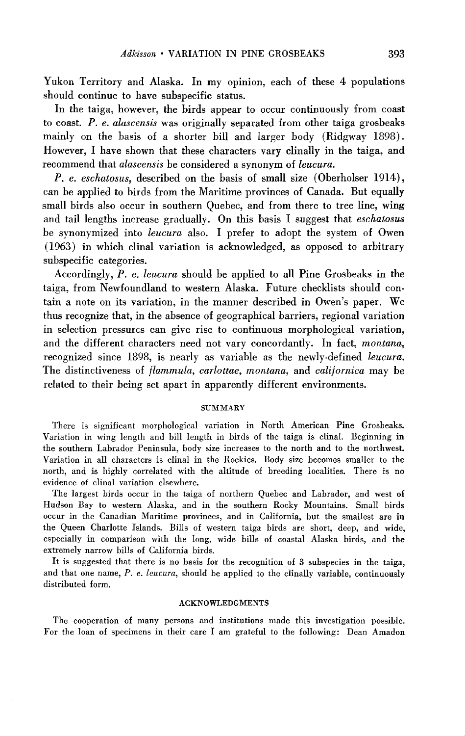Yukon Territory and Alaska. In my opinion, each of these 4 populations should continue to have subspecific status.

In the taiga, however, the birds appear to occur continuously from coast to coast. *P. e. alascensis* was originally separated from other taiga grosbeaks mainly on the basis of a shorter bill and larger body (Ridgway 1898). However, I have shown that these characters vary clinally in the taiga, and recommend that *alascensis* be considered a synonym of *leucura.*

*P. e. eschatosus,* described on the basis of small size (Oberholser 1914), can be applied to birds from the Maritime provinces of Canada. But equally small birds also occur in southern Quebec, and from there to tree line, wing and tail lengths increase gradually. On this basis I suggest that *eschatosus* be synonymized into *leucura* also. I prefer to adopt the system of Owen (1963) in which clinal variation is acknowledged, as opposed to arbitrary subspecific categories.

Accordingly, *P. e. leucura* should be applied to all Pine Grosbeaks in the taiga, from Newfoundland to western Alaska. Future checklists should contain a note on its variation, in the manner described in Owen's paper. We thus recognize that, in the absence of geographical barriers, regional variation in selection pressures can give rise to continuous morphological variation, and the different characters need not vary concordantly. In fact, *montana,* recognized since 1898, is nearly as variable as the newly-defined *leucura.* The distinctiveness of *flammula, carlottae, montana,* and *californica* may be related to their being set apart in apparently different environments.

## SUMMARY

There is significant morphological variation in North American Pine Grosbeaks. Variation in wing length and bill length in birds of the taiga is clinal. Beginning in the southern Labrador Peninsula, body size increases to the north and to the northwest. Variation in all characters is clinal in the Rockies. Body size becomes smaller to the north, and is highly correlated with the altitude of breeding localities. There is no evidence of clinal variation elsewhere.

The largest birds occur in the taiga of northern Quebec and Labrador, and west of Hudson Bay to western Alaska, and in the southern Rocky Mountains. Small birds occur in the Canadian Maritime provinces, and in California, but the smallest are in the Queen Charlotte Islands. Bills of western taiga birds are short, deep, and wide, especially in comparison with the long, wide bills of coastal Alaska birds, and the extremely narrow bills of California birds.

It is suggested that there is no basis for the recognition of 3 subspecies in the taiga, and that one name, *P. e. leucura,* should be applied to the clinally variable, continuously distributed form.

## ACKNOWLEDGMENTS

The cooperation of many persons and institutions made this investigation possible. For the loan of specimens in their care I am grateful to the following: Dean Amadon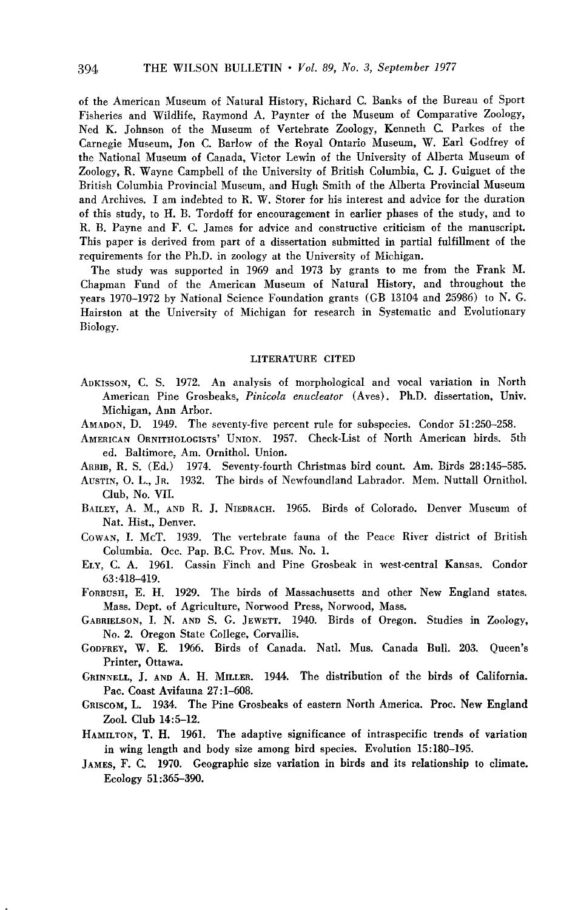of the American Museum of Natural History, Richard C. Banks of the Bureau of Sport Fisheries and Wildlife, Raymond A. Paynter of the Museum of Comparative Zoology, Ned K. Johnson of the Museum of Vertebrate Zoology, Kenneth C. Parkes of the Carnegie Museum, Jon C. Barlow of the Royal Ontario Museum, W. Earl Godfrey of the National Museum of Canada, Victor Lewin of the University of Alberta Museum of Zoology, R. Wayne Campbell of the University of British Columbia, C. J. Guiguet of the British Columbia Provincial Museum, and Hugh Smith of the Alberta Provincial Museum and Archives. I am indebted to R. W. Storer for his interest and advice for the duration of this study, to H. B. Tordoff for encouragement in earlier phases of the study, and to R. B. Payne and F. C. James for advice and constructive criticism of the manuscript. This paper is derived from part of a dissertation submitted in partial fulfillment of the requirements for the Ph.D. in zoology at the University of Michigan.

The study was supported in 1969 and 1973 by grants to me from the Frank M. Chapman Fund of the American Museum of Natural History, and throughout the years 1970–1972 by National Science Foundation grants (GB 13104 and 25986) to N. G. Hairston at the University of Michigan for research in Systematic and Evolutionary Biology.

## LITERATURE CITED

Adkisson, C. S. 1972. An analysis of morphological and vocal variation in North American Pine Grosbeaks, *Pinicola enucleator* (Aves). Ph.D. dissertation, Univ. Michigan, Ann Arbor.

Amadon, D. 1949. The seventy-five percent rule for subspecies. Condor 51:250–258.

American Ornithologists' Union. 1957. Check-List of North American birds. 5th ed. Baltimore, Am. Ornithol. Union.

Arbib, R. S. (Ed.) 1974. Seventy-fourth Christmas bird count. Am. Birds 28:145–585.

Austin, O. L., Jr. 1932. The birds of Newfoundland Labrador. Mem. Nuttall Ornithol. Club, No. VII.

Bailey, A. M., and R. J. Niedrach. 1965. Birds of Colorado. Denver Museum of Nat. Hist., Denver.

Cowan, I. McT. 1939. The vertebrate fauna of the Peace River district of British Columbia. Occ. Pap. B.C. Prov. Mus. No. 1.

Ely, C. A. 1961. Cassin Finch and Pine Grosbeak in west-central Kansas. Condor 63:418–419.

Forbush, E. H. 1929. The birds of Massachusetts and other New England states. Mass. Dept. of Agriculture, Norwood Press, Norwood, Mass.

Gabrielson, I. N. and S. G. Jewett. 1940. Birds of Oregon. Studies in Zoology, No. 2. Oregon State College, Corvallis.

Godfrey, W. E. 1966. Birds of Canada. Natl. Mus. Canada Bull. 203. Queen's Printer, Ottawa.

Grinnell, J. and A. H. Miller. 1944. The distribution of the birds of California. Pac. Coast Avifauna 27:1–608.

Griscom, L. 1934. The Pine Grosbeaks of eastern North America. Proc. New England Zool. Club 14:5–12.

Hamilton, T. H. 1961. The adaptive significance of intraspecific trends of variation in wing length and body size among bird species. Evolution 15:180–195.

James, F. C. 1970. Geographic size variation in birds and its relationship to climate. Ecology 51:365–390.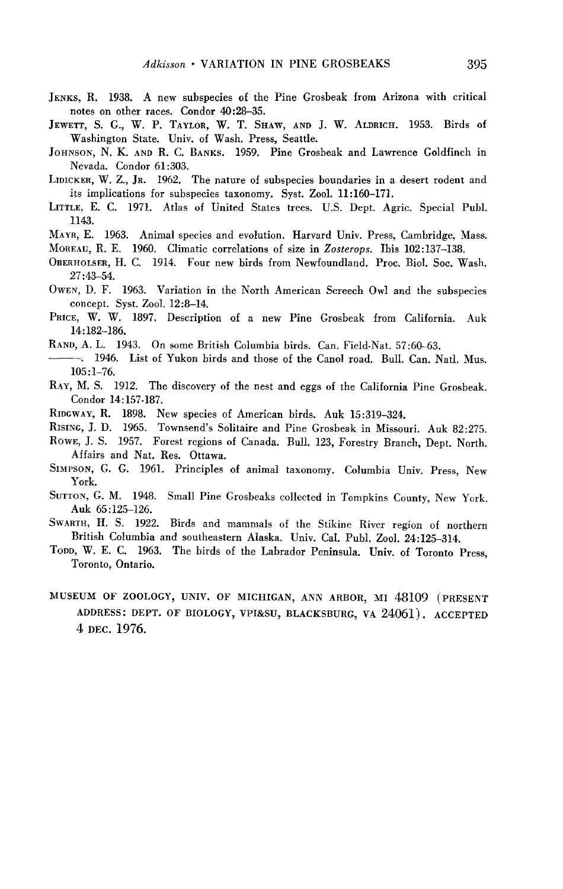Jenks, R. 1938. A new subspecies of the Pine Grosbeak from Arizona with critical notes on other races. Condor 40:28–35.

Jewett, S. G., W. P. Taylor, W. T. Shaw, and J. W. Aldrich. 1953. Birds of Washington State. Univ. of Wash. Press, Seattle.

Johnson, N. K. and R. C. Banks. 1959. Pine Grosbeak and Lawrence Goldfinch in Nevada. Condor 61:303.

Lidicker, W. Z., Jr. 1962. The nature of subspecies boundaries in a desert rodent and its implications for subspecies taxonomy. Syst. Zool. 11:160–171.

Little, E. C. 1971. Atlas of United States trees. U.S. Dept. Agric. Special Publ. 1143.

Mayr, E. 1963. Animal species and evolution. Harvard Univ. Press, Cambridge, Mass.

Moreau, R. E. 1960. Climatic correlations of size in *Zosterops*. Ibis 102:137–138.

Oberholser, H. C. 1914. Four new birds from Newfoundland. Proc. Biol. Soc. Wash. 27:43–54.

Owen, D. F. 1963. Variation in the North American Screech Owl and the subspecies concept. Syst. Zool. 12:8–14.

Price, W. W. 1897. Description of a new Pine Grosbeak from California. Auk 14:182–186.

Rand, A. L. 1943. On some British Columbia birds. Can. Field-Nat. 57:60–63.

———. 1946. List of Yukon birds and those of the Canol road. Bull. Can. Natl. Mus. 105:1–76.

Ray, M. S. 1912. The discovery of the nest and eggs of the California Pine Grosbeak. Condor 14:157-187.

Ridgway, R. 1898. New species of American birds. Auk 15:319–324.

Rising, J. D. 1965. Townsend's Solitaire and Pine Grosbeak in Missouri. Auk 82:275.

Rowe, J. S. 1957. Forest regions of Canada. Bull. 123, Forestry Branch, Dept. North. Affairs and Nat. Res. Ottawa.

Simpson, G. G. 1961. Principles of animal taxonomy. Columbia Univ. Press, New York.

Sutton, G. M. 1948. Small Pine Grosbeaks collected in Tompkins County, New York. Auk 65:125–126.

Swarth, H. S. 1922. Birds and mammals of the Stikine River region of northern British Columbia and southeastern Alaska. Univ. Cal. Publ. Zool. 24:125–314.

Todd, W. E. C. 1963. The birds of the Labrador Peninsula. Univ. of Toronto Press, Toronto, Ontario.

MUSEUM OF ZOOLOGY, UNIV. OF MICHIGAN, ANN ARBOR, MI 48109 (PRESENT ADDRESS: DEPT. OF BIOLOGY, VPI&SU, BLACKSBURG, VA 24061). ACCEPTED 4 DEC. 1976.